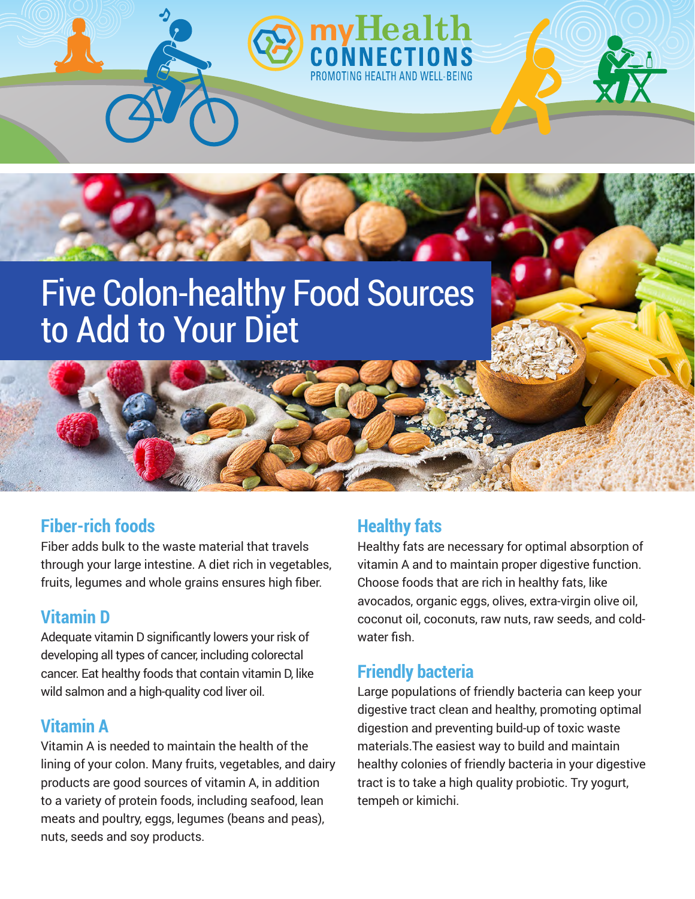myHealth CONNECTIONS
PROMOTING HEALTH AND WELL-BEING

# Five Colon-healthy Food Sources to Add to Your Diet

## Fiber-rich foods

Fiber adds bulk to the waste material that travels through your large intestine. A diet rich in vegetables, fruits, legumes and whole grains ensures high fiber.

## Vitamin D

Adequate vitamin D significantly lowers your risk of developing all types of cancer, including colorectal cancer. Eat healthy foods that contain vitamin D, like wild salmon and a high-quality cod liver oil.

## Vitamin A

Vitamin A is needed to maintain the health of the lining of your colon. Many fruits, vegetables, and dairy products are good sources of vitamin A, in addition to a variety of protein foods, including seafood, lean meats and poultry, eggs, legumes (beans and peas), nuts, seeds and soy products.

## Healthy fats

Healthy fats are necessary for optimal absorption of vitamin A and to maintain proper digestive function. Choose foods that are rich in healthy fats, like avocados, organic eggs, olives, extra-virgin olive oil, coconut oil, coconuts, raw nuts, raw seeds, and cold-water fish.

## Friendly bacteria

Large populations of friendly bacteria can keep your digestive tract clean and healthy, promoting optimal digestion and preventing build-up of toxic waste materials.The easiest way to build and maintain healthy colonies of friendly bacteria in your digestive tract is to take a high quality probiotic. Try yogurt, tempeh or kimichi.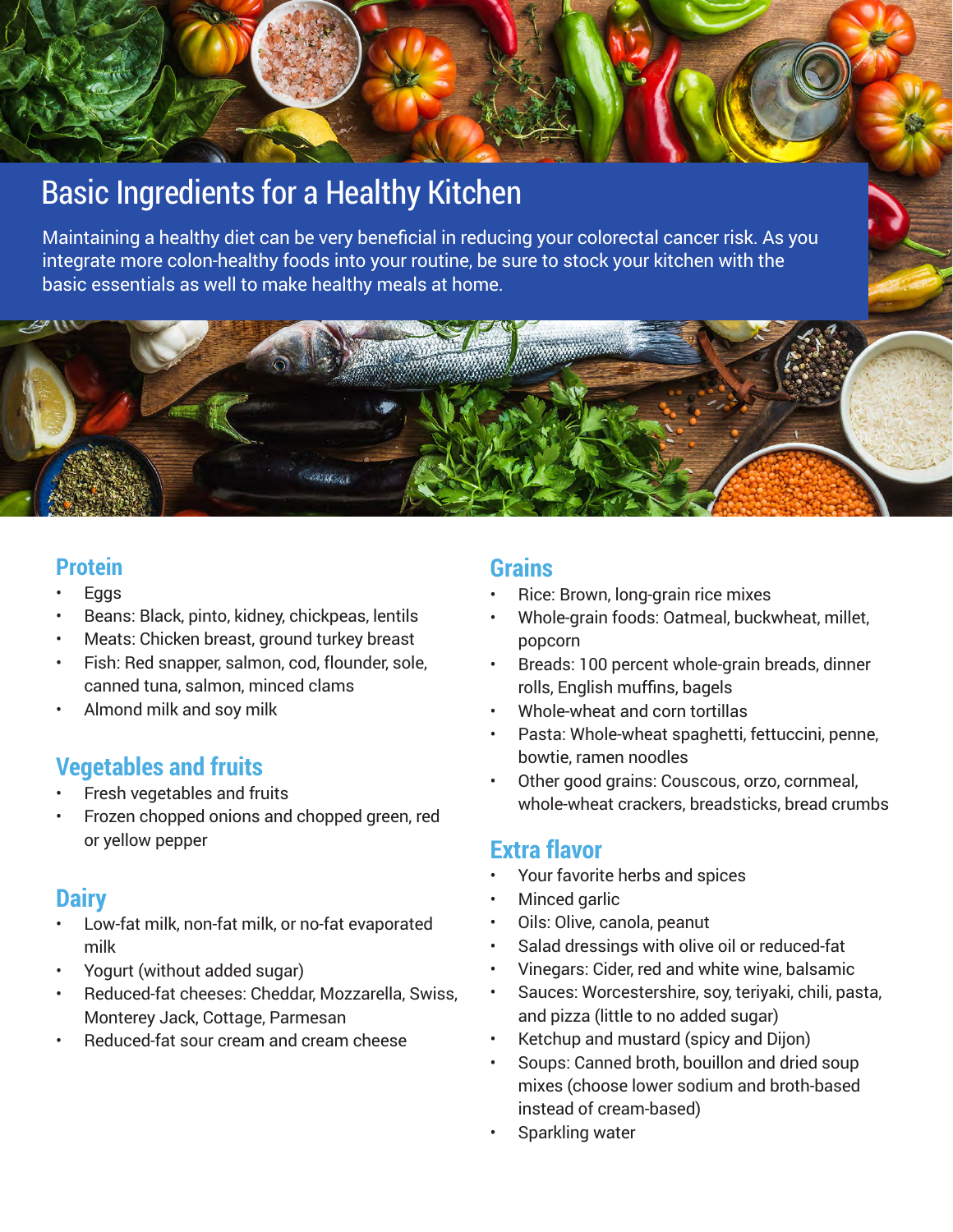# Basic Ingredients for a Healthy Kitchen

Maintaining a healthy diet can be very beneficial in reducing your colorectal cancer risk. As you integrate more colon-healthy foods into your routine, be sure to stock your kitchen with the basic essentials as well to make healthy meals at home.

## Protein

- Eggs
- Beans: Black, pinto, kidney, chickpeas, lentils
- Meats: Chicken breast, ground turkey breast
- Fish: Red snapper, salmon, cod, flounder, sole, canned tuna, salmon, minced clams
- Almond milk and soy milk

## Vegetables and fruits

- Fresh vegetables and fruits
- Frozen chopped onions and chopped green, red or yellow pepper

## Dairy

- Low-fat milk, non-fat milk, or no-fat evaporated milk
- Yogurt (without added sugar)
- Reduced-fat cheeses: Cheddar, Mozzarella, Swiss, Monterey Jack, Cottage, Parmesan
- Reduced-fat sour cream and cream cheese

## Grains

- Rice: Brown, long-grain rice mixes
- Whole-grain foods: Oatmeal, buckwheat, millet, popcorn
- Breads: 100 percent whole-grain breads, dinner rolls, English muffins, bagels
- Whole-wheat and corn tortillas
- Pasta: Whole-wheat spaghetti, fettuccini, penne, bowtie, ramen noodles
- Other good grains: Couscous, orzo, cornmeal, whole-wheat crackers, breadsticks, bread crumbs

## Extra flavor

- Your favorite herbs and spices
- Minced garlic
- Oils: Olive, canola, peanut
- Salad dressings with olive oil or reduced-fat
- Vinegars: Cider, red and white wine, balsamic
- Sauces: Worcestershire, soy, teriyaki, chili, pasta, and pizza (little to no added sugar)
- Ketchup and mustard (spicy and Dijon)
- Soups: Canned broth, bouillon and dried soup mixes (choose lower sodium and broth-based instead of cream-based)
- Sparkling water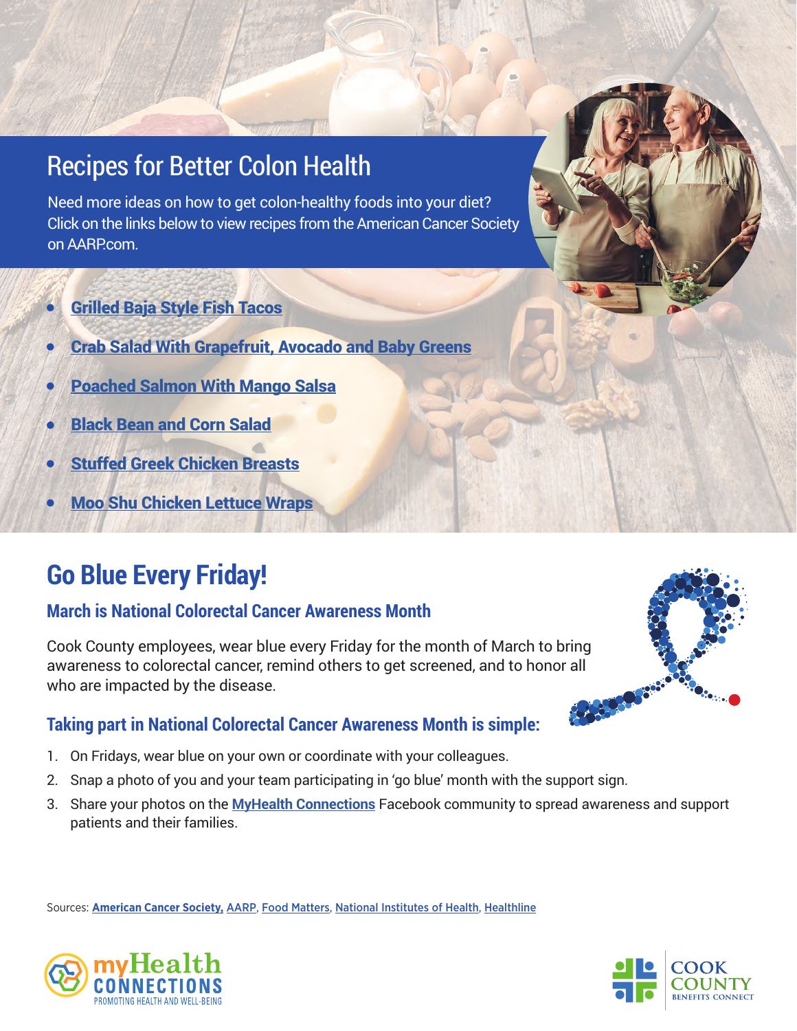## Recipes for Better Colon Health

Need more ideas on how to get colon-healthy foods into your diet? Click on the links below to view recipes from the American Cancer Society on AARP.com.

- **Grilled Baja Style Fish Tacos**
- **Crab Salad With Grapefruit, Avocado and Baby Greens**
- **Poached Salmon With Mango Salsa**
- **Black Bean and Corn Salad**
- **Stuffed Greek Chicken Breasts**
- **Moo Shu Chicken Lettuce Wraps**

# Go Blue Every Friday!

### March is National Colorectal Cancer Awareness Month

Cook County employees, wear blue every Friday for the month of March to bring awareness to colorectal cancer, remind others to get screened, and to honor all who are impacted by the disease.

### Taking part in National Colorectal Cancer Awareness Month is simple:

1. On Fridays, wear blue on your own or coordinate with your colleagues.
2. Snap a photo of you and your team participating in 'go blue' month with the support sign.
3. Share your photos on the **MyHealth Connections** Facebook community to spread awareness and support patients and their families.

Sources: **American Cancer Society,** AARP, Food Matters, National Institutes of Health, Healthline

myHealth CONNECTIONS PROMOTING HEALTH AND WELL-BEING

COOK COUNTY BENEFITS CONNECT